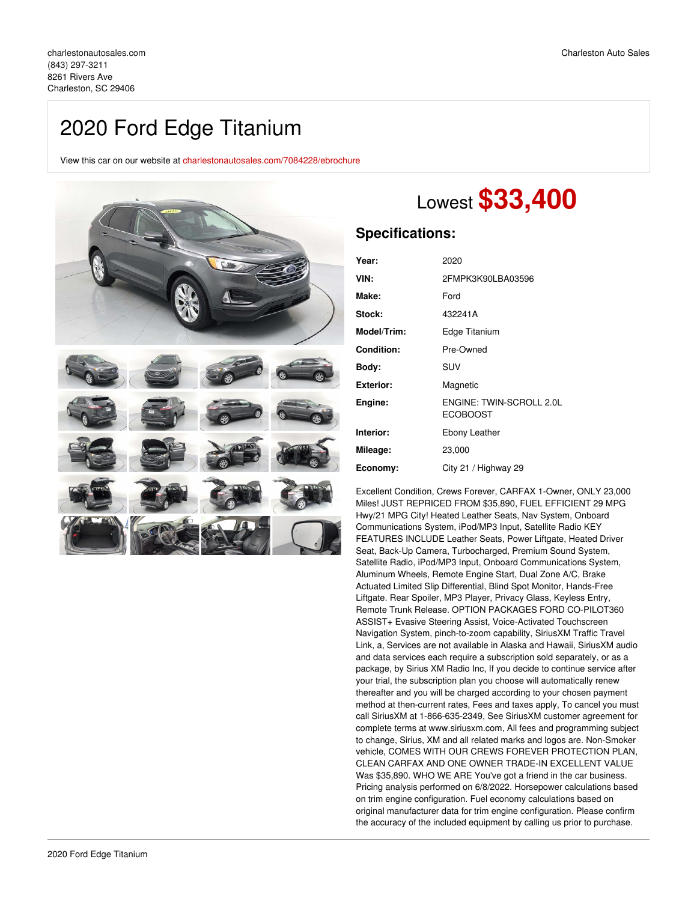charlestonautosales.com
(843) 297-3211
8261 Rivers Ave
Charleston, SC 29406

Charleston Auto Sales

# 2020 Ford Edge Titanium

View this car on our website at charlestonautosales.com/7084228/ebrochure

Lowest **$33,400**

## Specifications:

| | |
|---|---|
| **Year:** | 2020 |
| **VIN:** | 2FMPK3K90LBA03596 |
| **Make:** | Ford |
| **Stock:** | 432241A |
| **Model/Trim:** | Edge Titanium |
| **Condition:** | Pre-Owned |
| **Body:** | SUV |
| **Exterior:** | Magnetic |
| **Engine:** | ENGINE: TWIN-SCROLL 2.0L ECOBOOST |
| **Interior:** | Ebony Leather |
| **Mileage:** | 23,000 |
| **Economy:** | City 21 / Highway 29 |

Excellent Condition, Crews Forever, CARFAX 1-Owner, ONLY 23,000 Miles! JUST REPRICED FROM $35,890, FUEL EFFICIENT 29 MPG Hwy/21 MPG City! Heated Leather Seats, Nav System, Onboard Communications System, iPod/MP3 Input, Satellite Radio KEY FEATURES INCLUDE Leather Seats, Power Liftgate, Heated Driver Seat, Back-Up Camera, Turbocharged, Premium Sound System, Satellite Radio, iPod/MP3 Input, Onboard Communications System, Aluminum Wheels, Remote Engine Start, Dual Zone A/C, Brake Actuated Limited Slip Differential, Blind Spot Monitor, Hands-Free Liftgate. Rear Spoiler, MP3 Player, Privacy Glass, Keyless Entry, Remote Trunk Release. OPTION PACKAGES FORD CO-PILOT360 ASSIST+ Evasive Steering Assist, Voice-Activated Touchscreen Navigation System, pinch-to-zoom capability, SiriusXM Traffic Travel Link, a, Services are not available in Alaska and Hawaii, SiriusXM audio and data services each require a subscription sold separately, or as a package, by Sirius XM Radio Inc, If you decide to continue service after your trial, the subscription plan you choose will automatically renew thereafter and you will be charged according to your chosen payment method at then-current rates, Fees and taxes apply, To cancel you must call SiriusXM at 1-866-635-2349, See SiriusXM customer agreement for complete terms at www.siriusxm.com, All fees and programming subject to change, Sirius, XM and all related marks and logos are. Non-Smoker vehicle, COMES WITH OUR CREWS FOREVER PROTECTION PLAN, CLEAN CARFAX AND ONE OWNER TRADE-IN EXCELLENT VALUE Was $35,890. WHO WE ARE You've got a friend in the car business. Pricing analysis performed on 6/8/2022. Horsepower calculations based on trim engine configuration. Fuel economy calculations based on original manufacturer data for trim engine configuration. Please confirm the accuracy of the included equipment by calling us prior to purchase.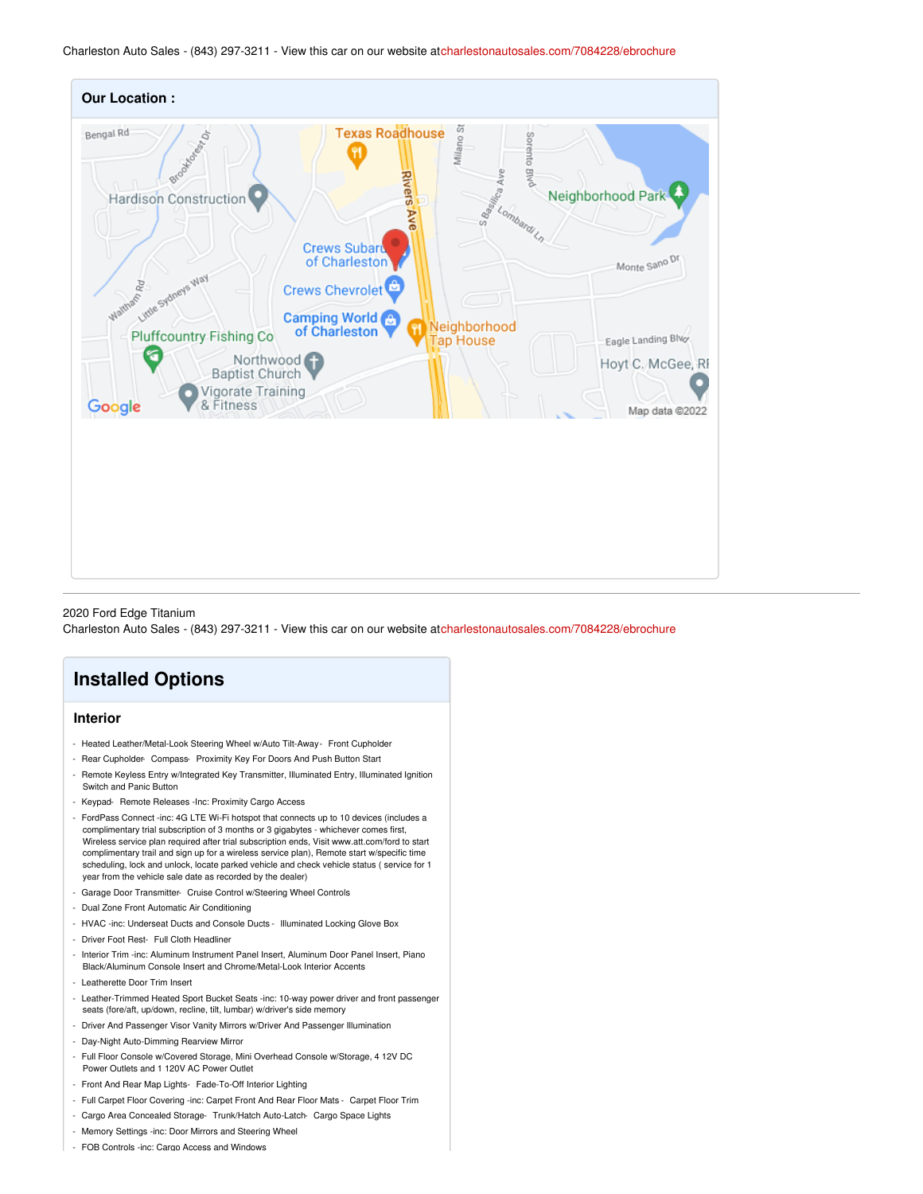Charleston Auto Sales - (843) 297-3211 - View this car on our website at charlestonautosales.com/7084228/ebrochure

## Our Location :

2020 Ford Edge Titanium

Charleston Auto Sales - (843) 297-3211 - View this car on our website at charlestonautosales.com/7084228/ebrochure

# Installed Options

## Interior

- Heated Leather/Metal-Look Steering Wheel w/Auto Tilt-Away - Front Cupholder
- Rear Cupholder - Compass - Proximity Key For Doors And Push Button Start
- Remote Keyless Entry w/Integrated Key Transmitter, Illuminated Entry, Illuminated Ignition Switch and Panic Button
- Keypad - Remote Releases -Inc: Proximity Cargo Access
- FordPass Connect -inc: 4G LTE Wi-Fi hotspot that connects up to 10 devices (includes a complimentary trial subscription of 3 months or 3 gigabytes - whichever comes first, Wireless service plan required after trial subscription ends, Visit www.att.com/ford to start complimentary trail and sign up for a wireless service plan), Remote start w/specific time scheduling, lock and unlock, locate parked vehicle and check vehicle status ( service for 1 year from the vehicle sale date as recorded by the dealer)
- Garage Door Transmitter - Cruise Control w/Steering Wheel Controls
- Dual Zone Front Automatic Air Conditioning
- HVAC -inc: Underseat Ducts and Console Ducts - Illuminated Locking Glove Box
- Driver Foot Rest - Full Cloth Headliner
- Interior Trim -inc: Aluminum Instrument Panel Insert, Aluminum Door Panel Insert, Piano Black/Aluminum Console Insert and Chrome/Metal-Look Interior Accents
- Leatherette Door Trim Insert
- Leather-Trimmed Heated Sport Bucket Seats -inc: 10-way power driver and front passenger seats (fore/aft, up/down, recline, tilt, lumbar) w/driver's side memory
- Driver And Passenger Visor Vanity Mirrors w/Driver And Passenger Illumination
- Day-Night Auto-Dimming Rearview Mirror
- Full Floor Console w/Covered Storage, Mini Overhead Console w/Storage, 4 12V DC Power Outlets and 1 120V AC Power Outlet
- Front And Rear Map Lights - Fade-To-Off Interior Lighting
- Full Carpet Floor Covering -inc: Carpet Front And Rear Floor Mats - Carpet Floor Trim
- Cargo Area Concealed Storage - Trunk/Hatch Auto-Latch - Cargo Space Lights
- Memory Settings -inc: Door Mirrors and Steering Wheel
- FOB Controls -inc: Cargo Access and Windows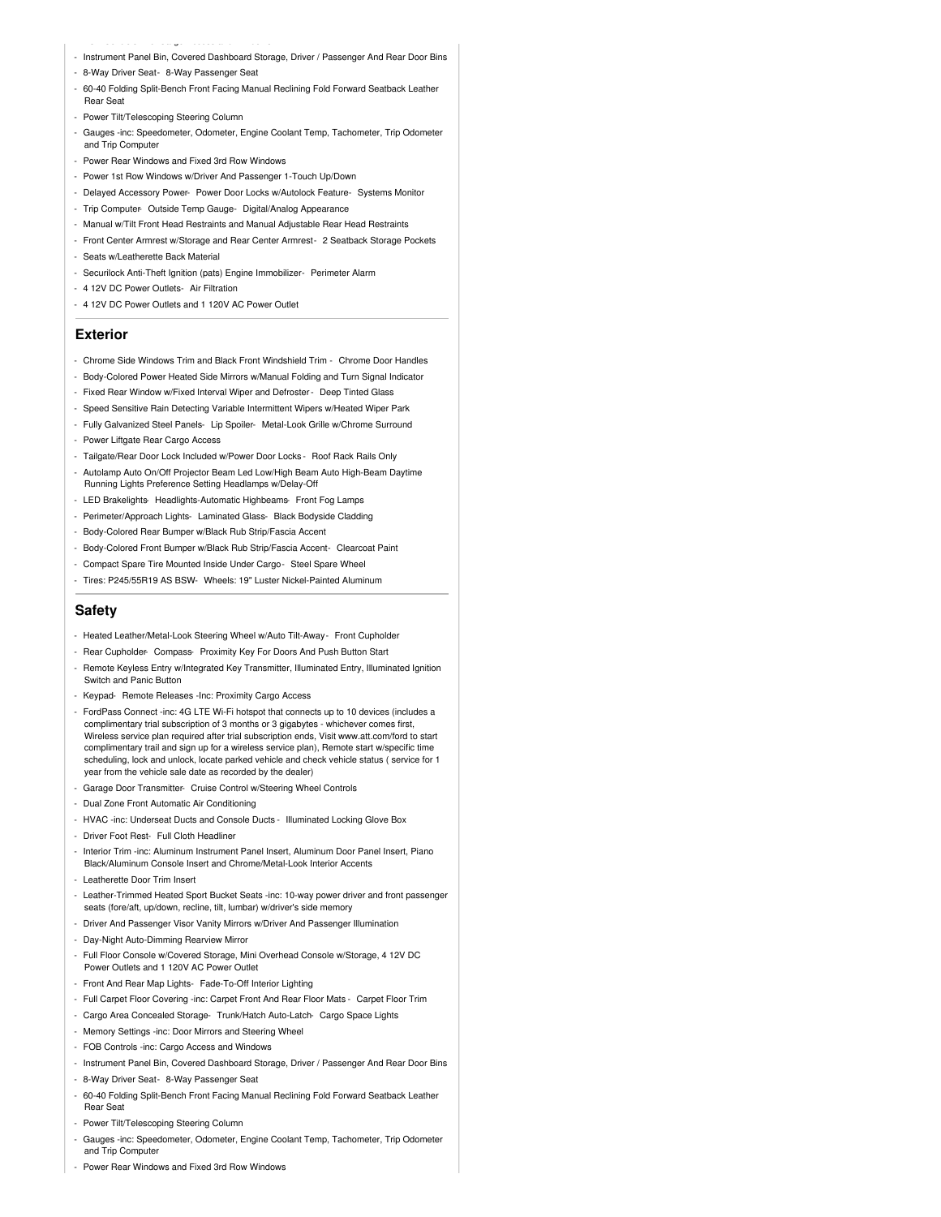- Instrument Panel Bin, Covered Dashboard Storage, Driver / Passenger And Rear Door Bins
- 8-Way Driver Seat- 8-Way Passenger Seat
- 60-40 Folding Split-Bench Front Facing Manual Reclining Fold Forward Seatback Leather Rear Seat
- Power Tilt/Telescoping Steering Column
- Gauges -inc: Speedometer, Odometer, Engine Coolant Temp, Tachometer, Trip Odometer and Trip Computer
- Power Rear Windows and Fixed 3rd Row Windows
- Power 1st Row Windows w/Driver And Passenger 1-Touch Up/Down
- Delayed Accessory Power- Power Door Locks w/Autolock Feature- Systems Monitor
- Trip Computer- Outside Temp Gauge- Digital/Analog Appearance
- Manual w/Tilt Front Head Restraints and Manual Adjustable Rear Head Restraints
- Front Center Armrest w/Storage and Rear Center Armrest- 2 Seatback Storage Pockets
- Seats w/Leatherette Back Material
- Securilock Anti-Theft Ignition (pats) Engine Immobilizer- Perimeter Alarm
- 4 12V DC Power Outlets- Air Filtration
- 4 12V DC Power Outlets and 1 120V AC Power Outlet

## Exterior

- Chrome Side Windows Trim and Black Front Windshield Trim - Chrome Door Handles
- Body-Colored Power Heated Side Mirrors w/Manual Folding and Turn Signal Indicator
- Fixed Rear Window w/Fixed Interval Wiper and Defroster- Deep Tinted Glass
- Speed Sensitive Rain Detecting Variable Intermittent Wipers w/Heated Wiper Park
- Fully Galvanized Steel Panels- Lip Spoiler- Metal-Look Grille w/Chrome Surround
- Power Liftgate Rear Cargo Access
- Tailgate/Rear Door Lock Included w/Power Door Locks - Roof Rack Rails Only
- Autolamp Auto On/Off Projector Beam Led Low/High Beam Auto High-Beam Daytime Running Lights Preference Setting Headlamps w/Delay-Off
- LED Brakelights- Headlights-Automatic Highbeams- Front Fog Lamps
- Perimeter/Approach Lights- Laminated Glass- Black Bodyside Cladding
- Body-Colored Rear Bumper w/Black Rub Strip/Fascia Accent
- Body-Colored Front Bumper w/Black Rub Strip/Fascia Accent- Clearcoat Paint
- Compact Spare Tire Mounted Inside Under Cargo- Steel Spare Wheel
- Tires: P245/55R19 AS BSW- Wheels: 19" Luster Nickel-Painted Aluminum

## Safety

- Heated Leather/Metal-Look Steering Wheel w/Auto Tilt-Away- Front Cupholder
- Rear Cupholder- Compass- Proximity Key For Doors And Push Button Start
- Remote Keyless Entry w/Integrated Key Transmitter, Illuminated Entry, Illuminated Ignition Switch and Panic Button
- Keypad- Remote Releases -Inc: Proximity Cargo Access
- FordPass Connect -inc: 4G LTE Wi-Fi hotspot that connects up to 10 devices (includes a complimentary trial subscription of 3 months or 3 gigabytes - whichever comes first, Wireless service plan required after trial subscription ends, Visit www.att.com/ford to start complimentary trail and sign up for a wireless service plan), Remote start w/specific time scheduling, lock and unlock, locate parked vehicle and check vehicle status ( service for 1 year from the vehicle sale date as recorded by the dealer)
- Garage Door Transmitter- Cruise Control w/Steering Wheel Controls
- Dual Zone Front Automatic Air Conditioning
- HVAC -inc: Underseat Ducts and Console Ducts - Illuminated Locking Glove Box
- Driver Foot Rest- Full Cloth Headliner
- Interior Trim -inc: Aluminum Instrument Panel Insert, Aluminum Door Panel Insert, Piano Black/Aluminum Console Insert and Chrome/Metal-Look Interior Accents
- Leatherette Door Trim Insert
- Leather-Trimmed Heated Sport Bucket Seats -inc: 10-way power driver and front passenger seats (fore/aft, up/down, recline, tilt, lumbar) w/driver's side memory
- Driver And Passenger Visor Vanity Mirrors w/Driver And Passenger Illumination
- Day-Night Auto-Dimming Rearview Mirror
- Full Floor Console w/Covered Storage, Mini Overhead Console w/Storage, 4 12V DC Power Outlets and 1 120V AC Power Outlet
- Front And Rear Map Lights- Fade-To-Off Interior Lighting
- Full Carpet Floor Covering -inc: Carpet Front And Rear Floor Mats - Carpet Floor Trim
- Cargo Area Concealed Storage- Trunk/Hatch Auto-Latch- Cargo Space Lights
- Memory Settings -inc: Door Mirrors and Steering Wheel
- FOB Controls -inc: Cargo Access and Windows
- Instrument Panel Bin, Covered Dashboard Storage, Driver / Passenger And Rear Door Bins
- 8-Way Driver Seat- 8-Way Passenger Seat
- 60-40 Folding Split-Bench Front Facing Manual Reclining Fold Forward Seatback Leather Rear Seat
- Power Tilt/Telescoping Steering Column
- Gauges -inc: Speedometer, Odometer, Engine Coolant Temp, Tachometer, Trip Odometer and Trip Computer
- Power Rear Windows and Fixed 3rd Row Windows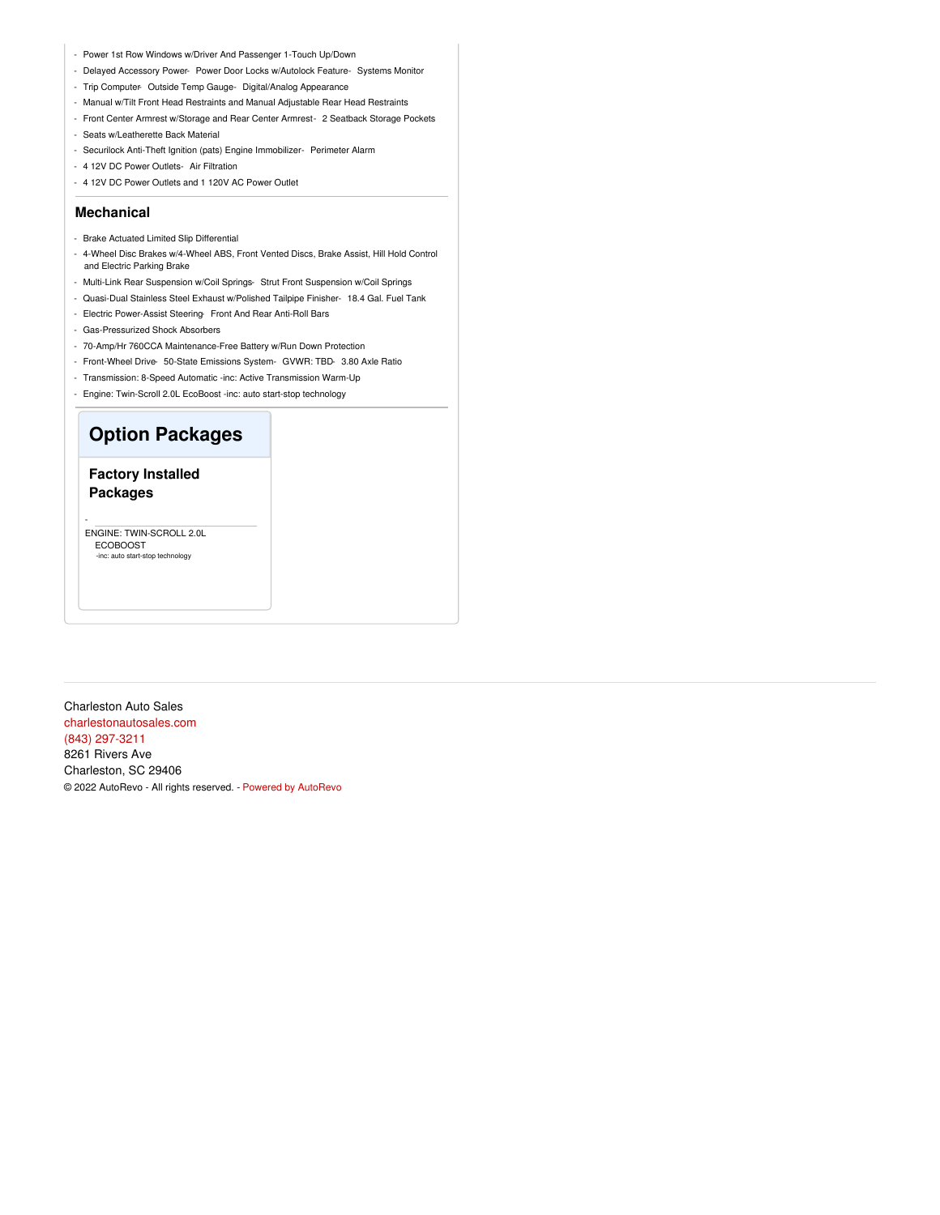- Power 1st Row Windows w/Driver And Passenger 1-Touch Up/Down
- Delayed Accessory Power- Power Door Locks w/Autolock Feature- Systems Monitor
- Trip Computer- Outside Temp Gauge- Digital/Analog Appearance
- Manual w/Tilt Front Head Restraints and Manual Adjustable Rear Head Restraints
- Front Center Armrest w/Storage and Rear Center Armrest- 2 Seatback Storage Pockets
- Seats w/Leatherette Back Material
- Securilock Anti-Theft Ignition (pats) Engine Immobilizer- Perimeter Alarm
- 4 12V DC Power Outlets- Air Filtration
- 4 12V DC Power Outlets and 1 120V AC Power Outlet

## Mechanical

- Brake Actuated Limited Slip Differential
- 4-Wheel Disc Brakes w/4-Wheel ABS, Front Vented Discs, Brake Assist, Hill Hold Control and Electric Parking Brake
- Multi-Link Rear Suspension w/Coil Springs- Strut Front Suspension w/Coil Springs
- Quasi-Dual Stainless Steel Exhaust w/Polished Tailpipe Finisher- 18.4 Gal. Fuel Tank
- Electric Power-Assist Steering- Front And Rear Anti-Roll Bars
- Gas-Pressurized Shock Absorbers
- 70-Amp/Hr 760CCA Maintenance-Free Battery w/Run Down Protection
- Front-Wheel Drive- 50-State Emissions System- GVWR: TBD- 3.80 Axle Ratio
- Transmission: 8-Speed Automatic -inc: Active Transmission Warm-Up
- Engine: Twin-Scroll 2.0L EcoBoost -inc: auto start-stop technology

# Option Packages

### Factory Installed Packages

-

ENGINE: TWIN-SCROLL 2.0L ECOBOOST
-inc: auto start-stop technology

Charleston Auto Sales
charlestonautosales.com
(843) 297-3211
8261 Rivers Ave
Charleston, SC 29406
© 2022 AutoRevo - All rights reserved. - Powered by AutoRevo